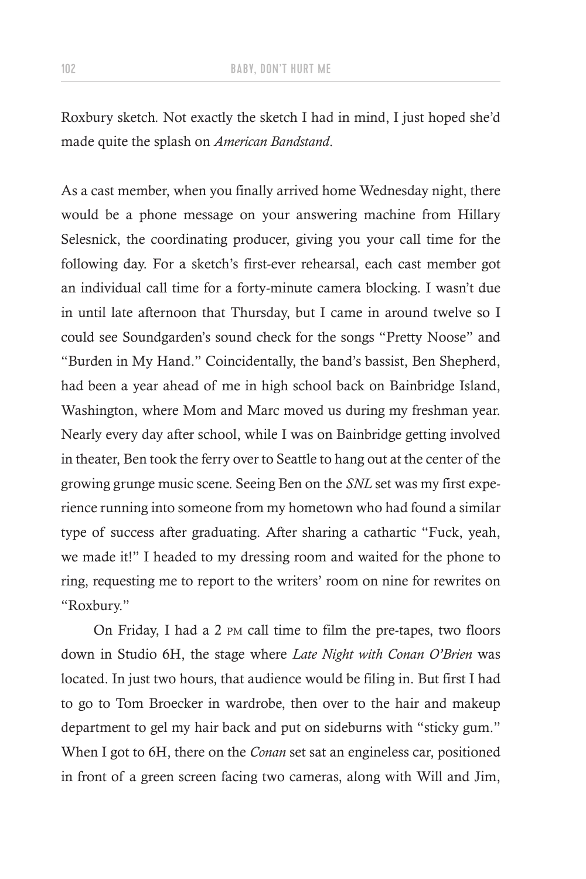Roxbury sketch. Not exactly the sketch I had in mind, I just hoped she'd made quite the splash on *American Bandstand*.

As a cast member, when you finally arrived home Wednesday night, there would be a phone message on your answering machine from Hillary Selesnick, the coordinating producer, giving you your call time for the following day. For a sketch's first-ever rehearsal, each cast member got an individual call time for a forty-minute camera blocking. I wasn't due in until late afternoon that Thursday, but I came in around twelve so I could see Soundgarden's sound check for the songs "Pretty Noose" and "Burden in My Hand." Coincidentally, the band's bassist, Ben Shepherd, had been a year ahead of me in high school back on Bainbridge Island, Washington, where Mom and Marc moved us during my freshman year. Nearly every day after school, while I was on Bainbridge getting involved in theater, Ben took the ferry over to Seattle to hang out at the center of the growing grunge music scene. Seeing Ben on the *SNL* set was my first experience running into someone from my hometown who had found a similar type of success after graduating. After sharing a cathartic "Fuck, yeah, we made it!" I headed to my dressing room and waited for the phone to ring, requesting me to report to the writers' room on nine for rewrites on "Roxbury."

On Friday, I had a 2 PM call time to film the pre-tapes, two floors down in Studio 6H, the stage where *Late Night with Conan O'Brien* was located. In just two hours, that audience would be filing in. But first I had to go to Tom Broecker in wardrobe, then over to the hair and makeup department to gel my hair back and put on sideburns with "sticky gum." When I got to 6H, there on the *Conan* set sat an engineless car, positioned in front of a green screen facing two cameras, along with Will and Jim,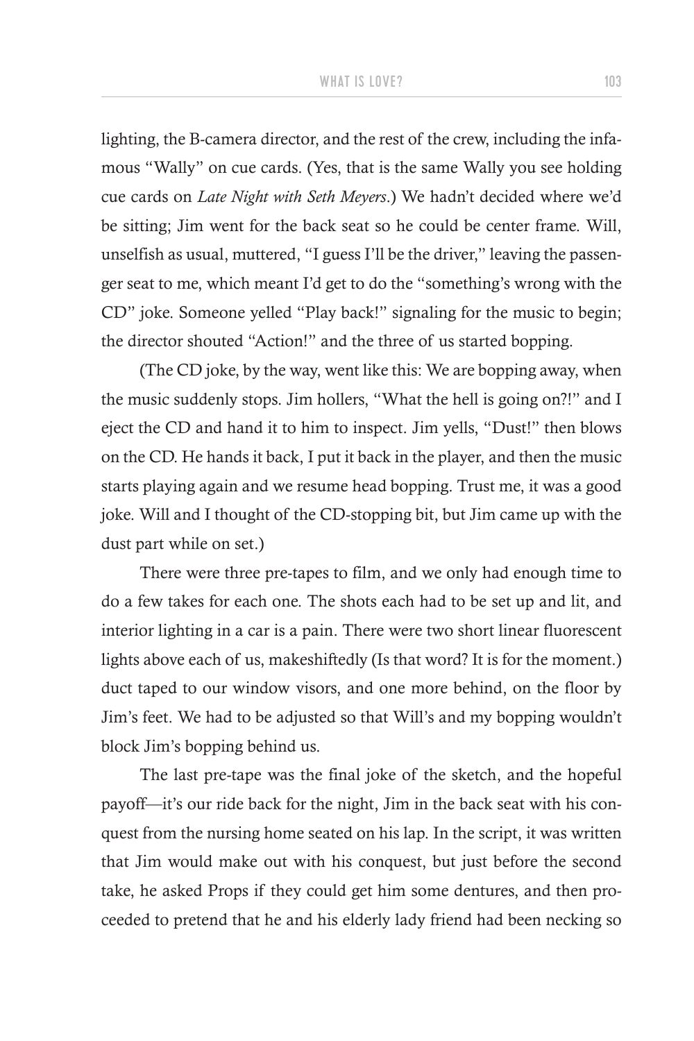lighting, the B-camera director, and the rest of the crew, including the infamous "Wally" on cue cards. (Yes, that is the same Wally you see holding cue cards on *Late Night with Seth Meyers*.) We hadn't decided where we'd be sitting; Jim went for the back seat so he could be center frame. Will, unselfish as usual, muttered, "I guess I'll be the driver," leaving the passenger seat to me, which meant I'd get to do the "something's wrong with the CD" joke. Someone yelled "Play back!" signaling for the music to begin; the director shouted "Action!" and the three of us started bopping.

(The CD joke, by the way, went like this: We are bopping away, when the music suddenly stops. Jim hollers, "What the hell is going on?!" and I eject the CD and hand it to him to inspect. Jim yells, "Dust!" then blows on the CD. He hands it back, I put it back in the player, and then the music starts playing again and we resume head bopping. Trust me, it was a good joke. Will and I thought of the CD-stopping bit, but Jim came up with the dust part while on set.)

There were three pre-tapes to film, and we only had enough time to do a few takes for each one. The shots each had to be set up and lit, and interior lighting in a car is a pain. There were two short linear fluorescent lights above each of us, makeshiftedly (Is that word? It is for the moment.) duct taped to our window visors, and one more behind, on the floor by Jim's feet. We had to be adjusted so that Will's and my bopping wouldn't block Jim's bopping behind us.

The last pre-tape was the final joke of the sketch, and the hopeful payoff—it's our ride back for the night, Jim in the back seat with his conquest from the nursing home seated on his lap. In the script, it was written that Jim would make out with his conquest, but just before the second take, he asked Props if they could get him some dentures, and then proceeded to pretend that he and his elderly lady friend had been necking so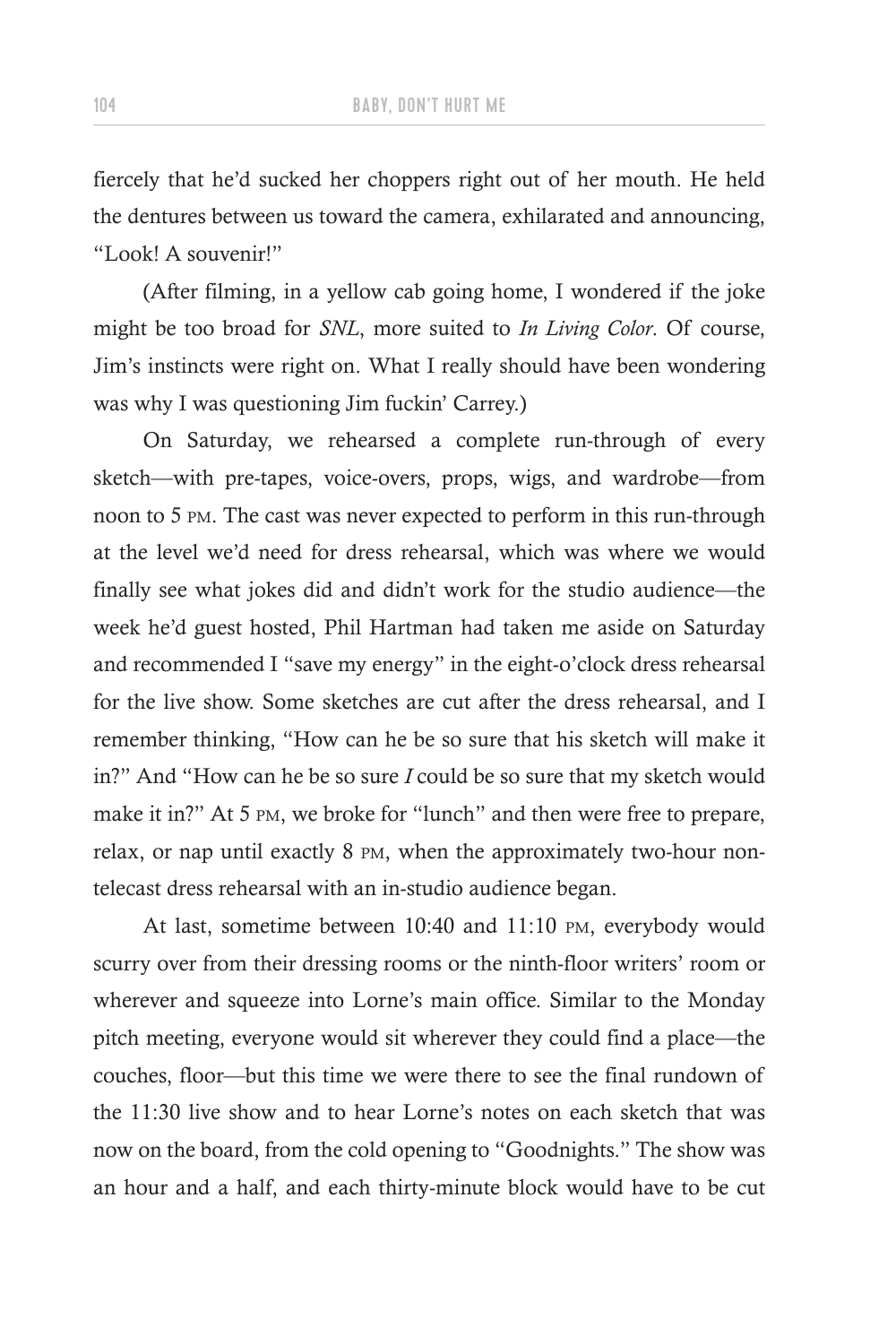fiercely that he'd sucked her choppers right out of her mouth. He held the dentures between us toward the camera, exhilarated and announcing, "Look! A souvenir!"

(After filming, in a yellow cab going home, I wondered if the joke might be too broad for *SNL*, more suited to *In Living Color*. Of course, Jim's instincts were right on. What I really should have been wondering was why I was questioning Jim fuckin' Carrey.)

On Saturday, we rehearsed a complete run-through of every sketch—with pre-tapes, voice-overs, props, wigs, and wardrobe—from noon to 5 PM. The cast was never expected to perform in this run-through at the level we'd need for dress rehearsal, which was where we would finally see what jokes did and didn't work for the studio audience—the week he'd guest hosted, Phil Hartman had taken me aside on Saturday and recommended I "save my energy" in the eight-o'clock dress rehearsal for the live show. Some sketches are cut after the dress rehearsal, and I remember thinking, "How can he be so sure that his sketch will make it in?" And "How can he be so sure *I* could be so sure that my sketch would make it in?" At 5 PM, we broke for "lunch" and then were free to prepare, relax, or nap until exactly 8 PM, when the approximately two-hour non-telecast dress rehearsal with an in-studio audience began.

At last, sometime between 10:40 and 11:10 PM, everybody would scurry over from their dressing rooms or the ninth-floor writers' room or wherever and squeeze into Lorne's main office. Similar to the Monday pitch meeting, everyone would sit wherever they could find a place—the couches, floor—but this time we were there to see the final rundown of the 11:30 live show and to hear Lorne's notes on each sketch that was now on the board, from the cold opening to "Goodnights." The show was an hour and a half, and each thirty-minute block would have to be cut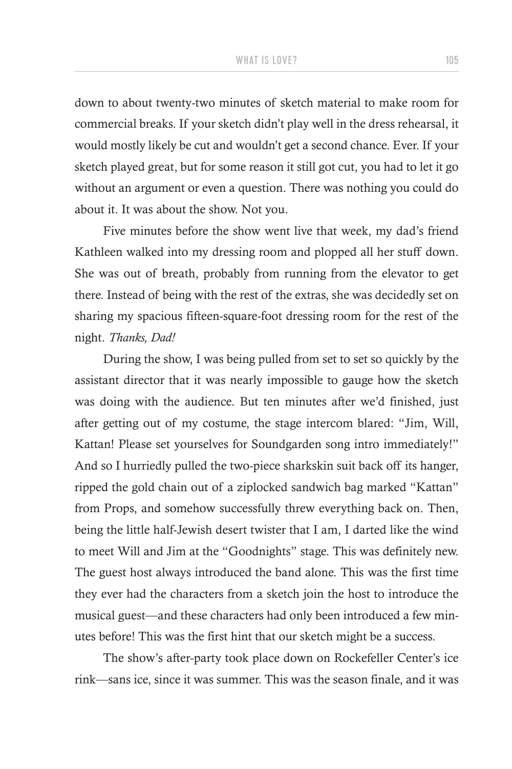down to about twenty-two minutes of sketch material to make room for commercial breaks. If your sketch didn't play well in the dress rehearsal, it would mostly likely be cut and wouldn't get a second chance. Ever. If your sketch played great, but for some reason it still got cut, you had to let it go without an argument or even a question. There was nothing you could do about it. It was about the show. Not you.

Five minutes before the show went live that week, my dad's friend Kathleen walked into my dressing room and plopped all her stuff down. She was out of breath, probably from running from the elevator to get there. Instead of being with the rest of the extras, she was decidedly set on sharing my spacious fifteen-square-foot dressing room for the rest of the night. *Thanks, Dad!*

During the show, I was being pulled from set to set so quickly by the assistant director that it was nearly impossible to gauge how the sketch was doing with the audience. But ten minutes after we'd finished, just after getting out of my costume, the stage intercom blared: "Jim, Will, Kattan! Please set yourselves for Soundgarden song intro immediately!" And so I hurriedly pulled the two-piece sharkskin suit back off its hanger, ripped the gold chain out of a ziplocked sandwich bag marked "Kattan" from Props, and somehow successfully threw everything back on. Then, being the little half-Jewish desert twister that I am, I darted like the wind to meet Will and Jim at the "Goodnights" stage. This was definitely new. The guest host always introduced the band alone. This was the first time they ever had the characters from a sketch join the host to introduce the musical guest—and these characters had only been introduced a few minutes before! This was the first hint that our sketch might be a success.

The show's after-party took place down on Rockefeller Center's ice rink—sans ice, since it was summer. This was the season finale, and it was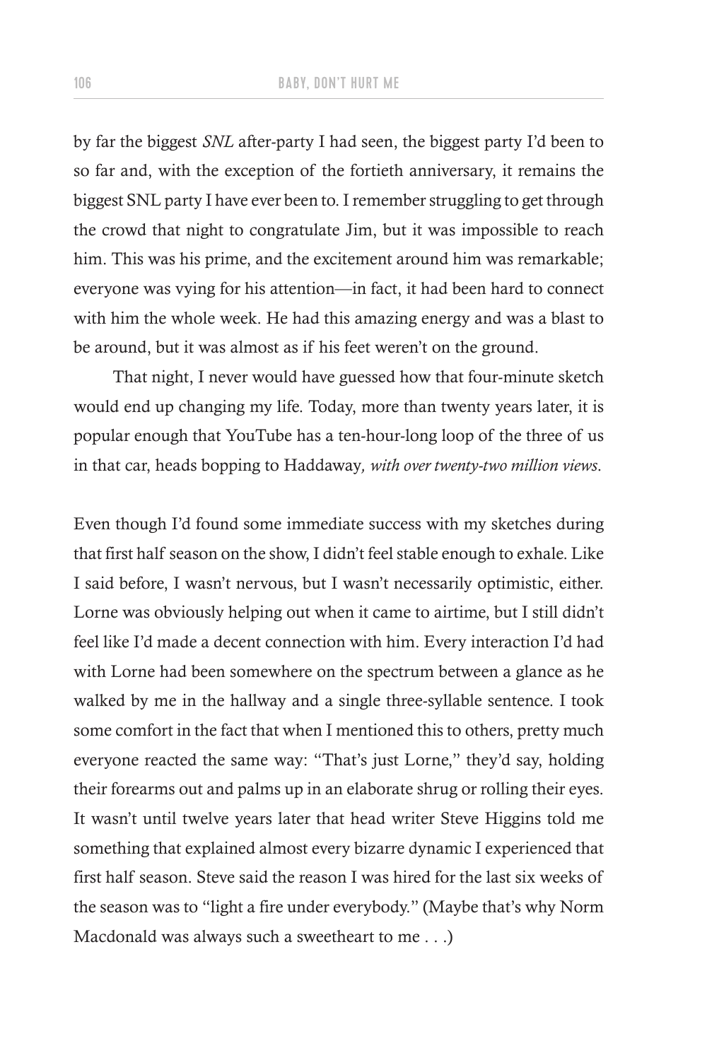by far the biggest *SNL* after-party I had seen, the biggest party I'd been to so far and, with the exception of the fortieth anniversary, it remains the biggest SNL party I have ever been to. I remember struggling to get through the crowd that night to congratulate Jim, but it was impossible to reach him. This was his prime, and the excitement around him was remarkable; everyone was vying for his attention—in fact, it had been hard to connect with him the whole week. He had this amazing energy and was a blast to be around, but it was almost as if his feet weren't on the ground.

That night, I never would have guessed how that four-minute sketch would end up changing my life. Today, more than twenty years later, it is popular enough that YouTube has a ten-hour-long loop of the three of us in that car, heads bopping to Haddaway*, with over twenty-two million views*.

Even though I'd found some immediate success with my sketches during that first half season on the show, I didn't feel stable enough to exhale. Like I said before, I wasn't nervous, but I wasn't necessarily optimistic, either. Lorne was obviously helping out when it came to airtime, but I still didn't feel like I'd made a decent connection with him. Every interaction I'd had with Lorne had been somewhere on the spectrum between a glance as he walked by me in the hallway and a single three-syllable sentence. I took some comfort in the fact that when I mentioned this to others, pretty much everyone reacted the same way: "That's just Lorne," they'd say, holding their forearms out and palms up in an elaborate shrug or rolling their eyes. It wasn't until twelve years later that head writer Steve Higgins told me something that explained almost every bizarre dynamic I experienced that first half season. Steve said the reason I was hired for the last six weeks of the season was to "light a fire under everybody." (Maybe that's why Norm Macdonald was always such a sweetheart to me . . .)